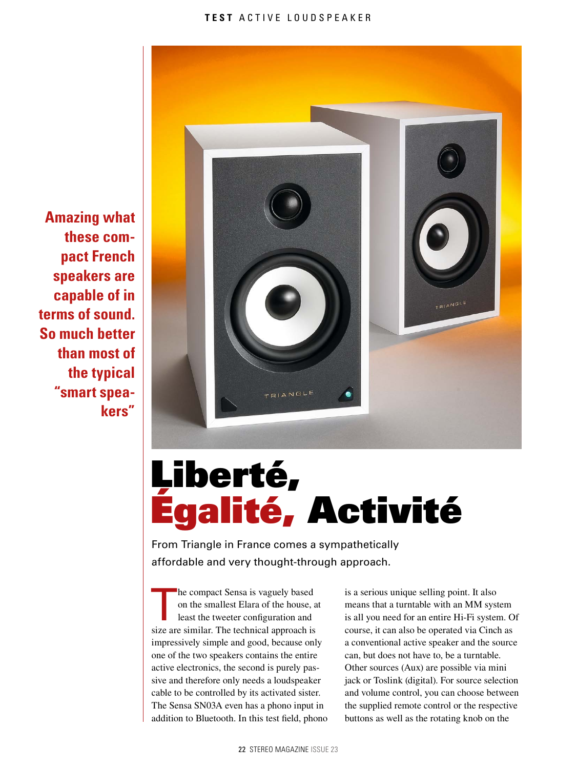# Liberté, Égalité, Activité

From Triangle in France comes a sympathetically affordable and very thought-through approach.

**Amazing what these compact French speakers are capable of in terms of sound. So much better than most of the typical "smart speakers"**

The compact Sensa is vaguely based on the smallest Elara of the house, at least the tweeter configuration and size are similar. The technical approach is impressively simple and good, because only one of the two speakers contains the entire active electronics, the second is purely passive and therefore only needs a loudspeaker cable to be controlled by its activated sister. The Sensa SN03A even has a phono input in addition to Bluetooth. In this test field, phono is a serious unique selling point. It also means that a turntable with an MM system is all you need for an entire Hi-Fi system. Of course, it can also be operated via Cinch as a conventional active speaker and the source can, but does not have to, be a turntable. Other sources (Aux) are possible via mini jack or Toslink (digital). For source selection and volume control, you can choose between the supplied remote control or the respective buttons as well as the rotating knob on the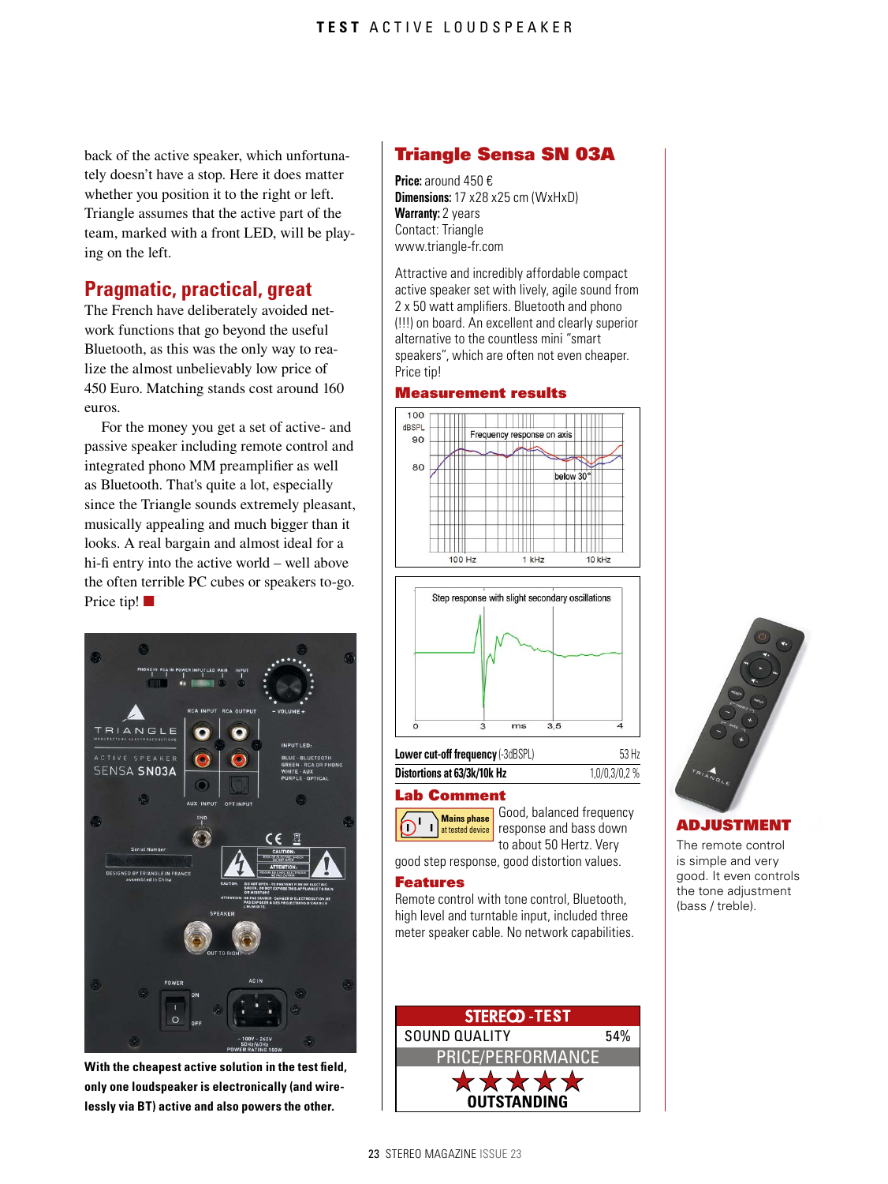back of the active speaker, which unfortunately doesn't have a stop. Here it does matter whether you position it to the right or left. Triangle assumes that the active part of the team, marked with a front LED, will be playing on the left.

## Pragmatic, practical, great

The French have deliberately avoided network functions that go beyond the useful Bluetooth, as this was the only way to realize the almost unbelievably low price of 450 Euro. Matching stands cost around 160 euros.

For the money you get a set of active- and passive speaker including remote control and integrated phono MM preamplifier as well as Bluetooth. That's quite a lot, especially since the Triangle sounds extremely pleasant, musically appealing and much bigger than it looks. A real bargain and almost ideal for a hi-fi entry into the active world – well above the often terrible PC cubes or speakers to-go. Price tip! ■

**With the cheapest active solution in the test field, only one loudspeaker is electronically (and wirelessly via BT) active and also powers the other.**

## Triangle Sensa SN 03A

**Price:** around 450 €
**Dimensions:** 17 x28 x25 cm (WxHxD)
**Warranty:** 2 years
Contact: Triangle
www.triangle-fr.com

Attractive and incredibly affordable compact active speaker set with lively, agile sound from 2 x 50 watt amplifiers. Bluetooth and phono (!!!) on board. An excellent and clearly superior alternative to the countless mini "smart speakers", which are often not even cheaper. Price tip!

### Measurement results

100
dBSPL
90
80
Frequency response on axis
below 30°
100 Hz
1 kHz
10 kHz

Step response with slight secondary oscillations
0
3
ms
3,5
4

| | |
|---|---|
| **Lower cut-off frequency** (-3dBSPL) | 53 Hz |
| **Distortions at 63/3k/10k Hz** | 1,0/0,3/0,2 % |

### Lab Comment

Mains phase at tested device

Good, balanced frequency response and bass down to about 50 Hertz. Very good step response, good distortion values.

### Features

Remote control with tone control, Bluetooth, high level and turntable input, included three meter speaker cable. No network capabilities.

**STEREO-TEST**

| | |
|---|---|
| SOUND QUALITY | 54% |

PRICE/PERFORMANCE
★★★★★
**OUTSTANDING**

### ADJUSTMENT

The remote control is simple and very good. It even controls the tone adjustment (bass / treble).